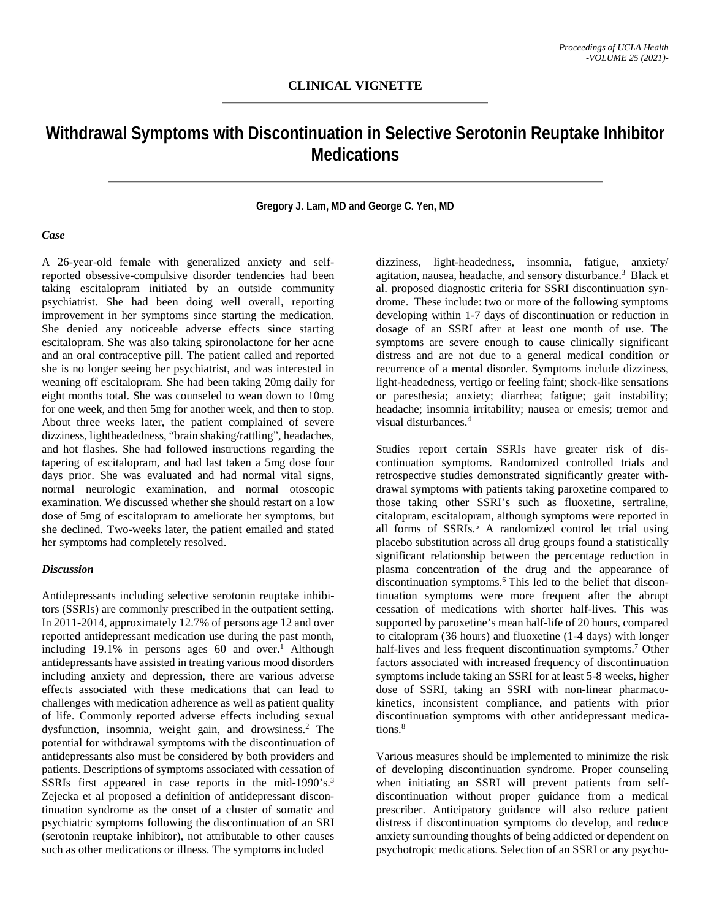**CLINICAL VIGNETTE**

# Withdrawal Symptoms with Discontinuation in Selective Serotonin Reuptake Inhibitor Medications

**Gregory J. Lam, MD and George C. Yen, MD**

### *Case*

A 26-year-old female with generalized anxiety and self-reported obsessive-compulsive disorder tendencies had been taking escitalopram initiated by an outside community psychiatrist. She had been doing well overall, reporting improvement in her symptoms since starting the medication. She denied any noticeable adverse effects since starting escitalopram. She was also taking spironolactone for her acne and an oral contraceptive pill. The patient called and reported she is no longer seeing her psychiatrist, and was interested in weaning off escitalopram. She had been taking 20mg daily for eight months total. She was counseled to wean down to 10mg for one week, and then 5mg for another week, and then to stop. About three weeks later, the patient complained of severe dizziness, lightheadedness, "brain shaking/rattling", headaches, and hot flashes. She had followed instructions regarding the tapering of escitalopram, and had last taken a 5mg dose four days prior. She was evaluated and had normal vital signs, normal neurologic examination, and normal otoscopic examination. We discussed whether she should restart on a low dose of 5mg of escitalopram to ameliorate her symptoms, but she declined. Two-weeks later, the patient emailed and stated her symptoms had completely resolved.

### *Discussion*

Antidepressants including selective serotonin reuptake inhibitors (SSRIs) are commonly prescribed in the outpatient setting. In 2011-2014, approximately 12.7% of persons age 12 and over reported antidepressant medication use during the past month, including 19.1% in persons ages 60 and over.[1] Although antidepressants have assisted in treating various mood disorders including anxiety and depression, there are various adverse effects associated with these medications that can lead to challenges with medication adherence as well as patient quality of life. Commonly reported adverse effects including sexual dysfunction, insomnia, weight gain, and drowsiness.[2] The potential for withdrawal symptoms with the discontinuation of antidepressants also must be considered by both providers and patients. Descriptions of symptoms associated with cessation of SSRIs first appeared in case reports in the mid-1990's.[3] Zejecka et al proposed a definition of antidepressant discontinuation syndrome as the onset of a cluster of somatic and psychiatric symptoms following the discontinuation of an SRI (serotonin reuptake inhibitor), not attributable to other causes such as other medications or illness. The symptoms included dizziness, light-headedness, insomnia, fatigue, anxiety/agitation, nausea, headache, and sensory disturbance.[3] Black et al. proposed diagnostic criteria for SSRI discontinuation syndrome. These include: two or more of the following symptoms developing within 1-7 days of discontinuation or reduction in dosage of an SSRI after at least one month of use. The symptoms are severe enough to cause clinically significant distress and are not due to a general medical condition or recurrence of a mental disorder. Symptoms include dizziness, light-headedness, vertigo or feeling faint; shock-like sensations or paresthesia; anxiety; diarrhea; fatigue; gait instability; headache; insomnia irritability; nausea or emesis; tremor and visual disturbances.[4]

Studies report certain SSRIs have greater risk of discontinuation symptoms. Randomized controlled trials and retrospective studies demonstrated significantly greater withdrawal symptoms with patients taking paroxetine compared to those taking other SSRI's such as fluoxetine, sertraline, citalopram, escitalopram, although symptoms were reported in all forms of SSRIs.[5] A randomized control let trial using placebo substitution across all drug groups found a statistically significant relationship between the percentage reduction in plasma concentration of the drug and the appearance of discontinuation symptoms.[6] This led to the belief that discontinuation symptoms were more frequent after the abrupt cessation of medications with shorter half-lives. This was supported by paroxetine's mean half-life of 20 hours, compared to citalopram (36 hours) and fluoxetine (1-4 days) with longer half-lives and less frequent discontinuation symptoms.[7] Other factors associated with increased frequency of discontinuation symptoms include taking an SSRI for at least 5-8 weeks, higher dose of SSRI, taking an SSRI with non-linear pharmacokinetics, inconsistent compliance, and patients with prior discontinuation symptoms with other antidepressant medications.[8]

Various measures should be implemented to minimize the risk of developing discontinuation syndrome. Proper counseling when initiating an SSRI will prevent patients from self-discontinuation without proper guidance from a medical prescriber. Anticipatory guidance will also reduce patient distress if discontinuation symptoms do develop, and reduce anxiety surrounding thoughts of being addicted or dependent on psychotropic medications. Selection of an SSRI or any psycho-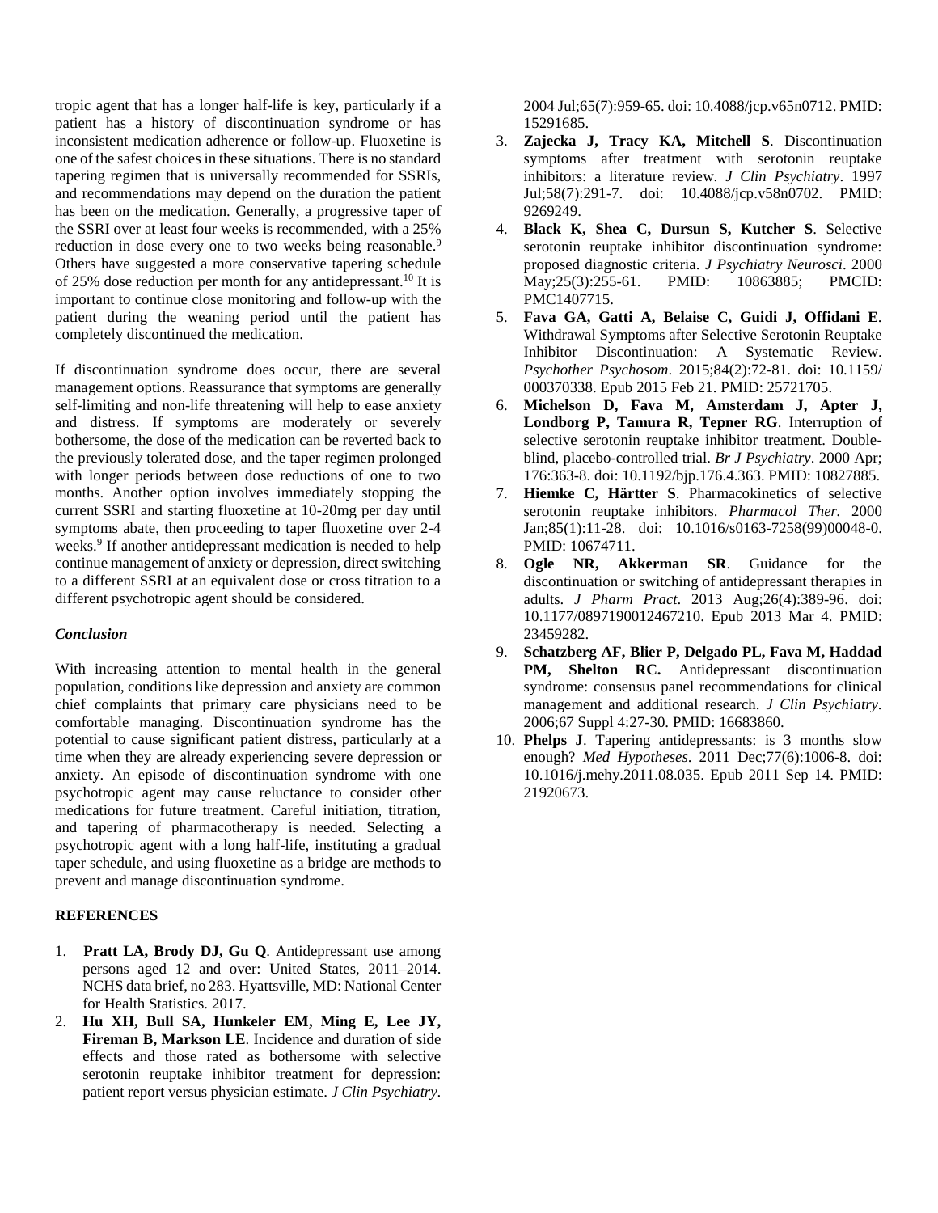tropic agent that has a longer half-life is key, particularly if a patient has a history of discontinuation syndrome or has inconsistent medication adherence or follow-up. Fluoxetine is one of the safest choices in these situations. There is no standard tapering regimen that is universally recommended for SSRIs, and recommendations may depend on the duration the patient has been on the medication. Generally, a progressive taper of the SSRI over at least four weeks is recommended, with a 25% reduction in dose every one to two weeks being reasonable.[9] Others have suggested a more conservative tapering schedule of 25% dose reduction per month for any antidepressant.[10] It is important to continue close monitoring and follow-up with the patient during the weaning period until the patient has completely discontinued the medication.

If discontinuation syndrome does occur, there are several management options. Reassurance that symptoms are generally self-limiting and non-life threatening will help to ease anxiety and distress. If symptoms are moderately or severely bothersome, the dose of the medication can be reverted back to the previously tolerated dose, and the taper regimen prolonged with longer periods between dose reductions of one to two months. Another option involves immediately stopping the current SSRI and starting fluoxetine at 10-20mg per day until symptoms abate, then proceeding to taper fluoxetine over 2-4 weeks.[9] If another antidepressant medication is needed to help continue management of anxiety or depression, direct switching to a different SSRI at an equivalent dose or cross titration to a different psychotropic agent should be considered.

### *Conclusion*

With increasing attention to mental health in the general population, conditions like depression and anxiety are common chief complaints that primary care physicians need to be comfortable managing. Discontinuation syndrome has the potential to cause significant patient distress, particularly at a time when they are already experiencing severe depression or anxiety. An episode of discontinuation syndrome with one psychotropic agent may cause reluctance to consider other medications for future treatment. Careful initiation, titration, and tapering of pharmacotherapy is needed. Selecting a psychotropic agent with a long half-life, instituting a gradual taper schedule, and using fluoxetine as a bridge are methods to prevent and manage discontinuation syndrome.

## REFERENCES

1. **Pratt LA, Brody DJ, Gu Q**. Antidepressant use among persons aged 12 and over: United States, 2011–2014. NCHS data brief, no 283. Hyattsville, MD: National Center for Health Statistics. 2017.
2. **Hu XH, Bull SA, Hunkeler EM, Ming E, Lee JY, Fireman B, Markson LE**. Incidence and duration of side effects and those rated as bothersome with selective serotonin reuptake inhibitor treatment for depression: patient report versus physician estimate. *J Clin Psychiatry*. 2004 Jul;65(7):959-65. doi: 10.4088/jcp.v65n0712. PMID: 15291685.
3. **Zajecka J, Tracy KA, Mitchell S**. Discontinuation symptoms after treatment with serotonin reuptake inhibitors: a literature review. *J Clin Psychiatry*. 1997 Jul;58(7):291-7. doi: 10.4088/jcp.v58n0702. PMID: 9269249.
4. **Black K, Shea C, Dursun S, Kutcher S**. Selective serotonin reuptake inhibitor discontinuation syndrome: proposed diagnostic criteria. *J Psychiatry Neurosci*. 2000 May;25(3):255-61. PMID: 10863885; PMCID: PMC1407715.
5. **Fava GA, Gatti A, Belaise C, Guidi J, Offidani E**. Withdrawal Symptoms after Selective Serotonin Reuptake Inhibitor Discontinuation: A Systematic Review. *Psychother Psychosom*. 2015;84(2):72-81. doi: 10.1159/000370338. Epub 2015 Feb 21. PMID: 25721705.
6. **Michelson D, Fava M, Amsterdam J, Apter J, Londborg P, Tamura R, Tepner RG**. Interruption of selective serotonin reuptake inhibitor treatment. Double-blind, placebo-controlled trial. *Br J Psychiatry*. 2000 Apr; 176:363-8. doi: 10.1192/bjp.176.4.363. PMID: 10827885.
7. **Hiemke C, Härtter S**. Pharmacokinetics of selective serotonin reuptake inhibitors. *Pharmacol Ther*. 2000 Jan;85(1):11-28. doi: 10.1016/s0163-7258(99)00048-0. PMID: 10674711.
8. **Ogle NR, Akkerman SR**. Guidance for the discontinuation or switching of antidepressant therapies in adults. *J Pharm Pract*. 2013 Aug;26(4):389-96. doi: 10.1177/0897190012467210. Epub 2013 Mar 4. PMID: 23459282.
9. **Schatzberg AF, Blier P, Delgado PL, Fava M, Haddad PM, Shelton RC.** Antidepressant discontinuation syndrome: consensus panel recommendations for clinical management and additional research. *J Clin Psychiatry*. 2006;67 Suppl 4:27-30. PMID: 16683860.
10. **Phelps J**. Tapering antidepressants: is 3 months slow enough? *Med Hypotheses*. 2011 Dec;77(6):1006-8. doi: 10.1016/j.mehy.2011.08.035. Epub 2011 Sep 14. PMID: 21920673.